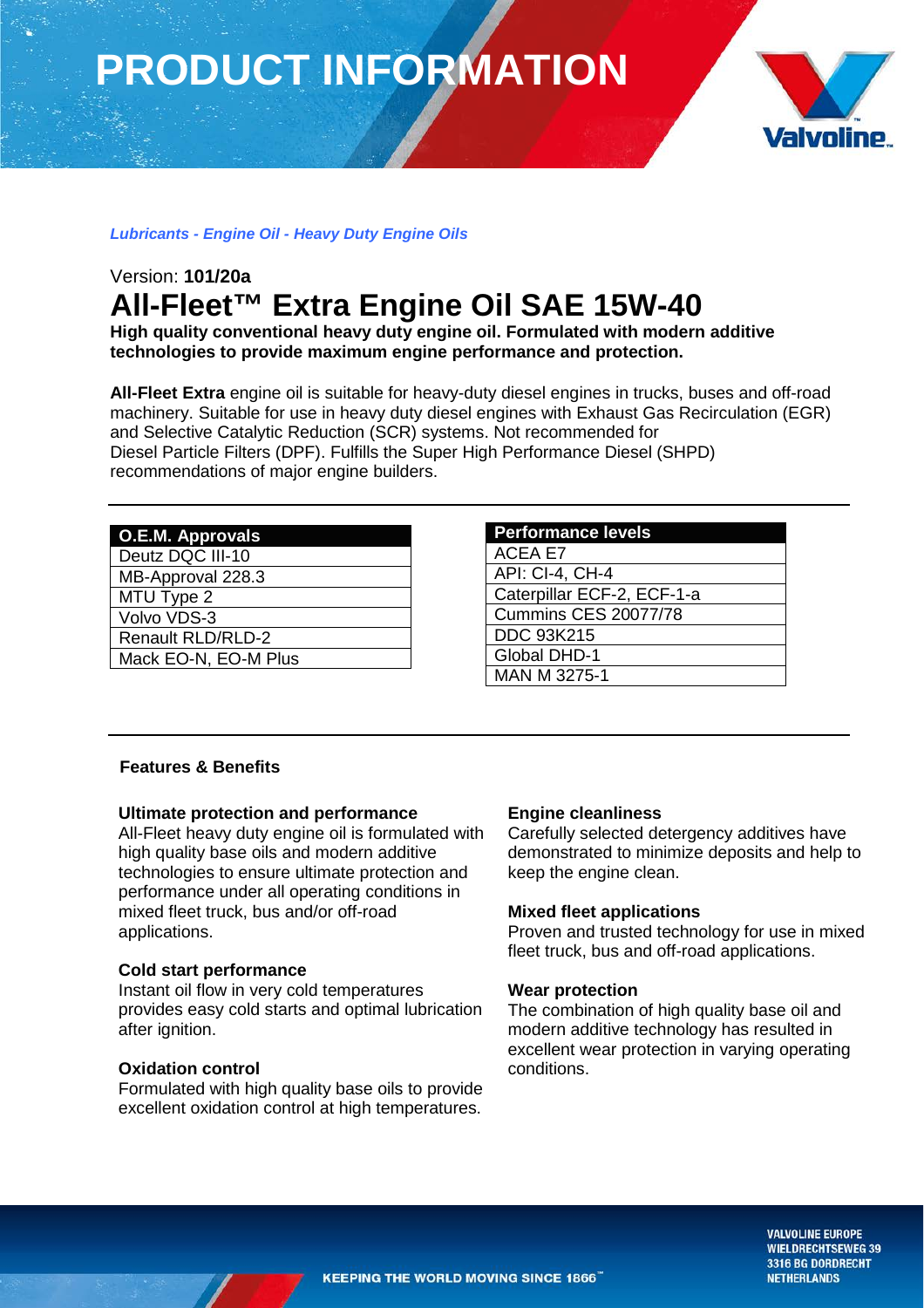# PRODUCT INFORMATION

*Lubricants - Engine Oil - Heavy Duty Engine Oils*

Version: **101/20a**

# All-Fleet™ Extra Engine Oil SAE 15W-40

**High quality conventional heavy duty engine oil. Formulated with modern additive technologies to provide maximum engine performance and protection.**

**All-Fleet Extra** engine oil is suitable for heavy-duty diesel engines in trucks, buses and off-road machinery. Suitable for use in heavy duty diesel engines with Exhaust Gas Recirculation (EGR) and Selective Catalytic Reduction (SCR) systems. Not recommended for Diesel Particle Filters (DPF). Fulfills the Super High Performance Diesel (SHPD) recommendations of major engine builders.

| O.E.M. Approvals |
| --- |
| Deutz DQC III-10 |
| MB-Approval 228.3 |
| MTU Type 2 |
| Volvo VDS-3 |
| Renault RLD/RLD-2 |
| Mack EO-N, EO-M Plus |

| Performance levels |
| --- |
| ACEA E7 |
| API: CI-4, CH-4 |
| Caterpillar ECF-2, ECF-1-a |
| Cummins CES 20077/78 |
| DDC 93K215 |
| Global DHD-1 |
| MAN M 3275-1 |

## Features & Benefits

### Ultimate protection and performance

All-Fleet heavy duty engine oil is formulated with high quality base oils and modern additive technologies to ensure ultimate protection and performance under all operating conditions in mixed fleet truck, bus and/or off-road applications.

### Cold start performance

Instant oil flow in very cold temperatures provides easy cold starts and optimal lubrication after ignition.

### Oxidation control

Formulated with high quality base oils to provide excellent oxidation control at high temperatures.

### Engine cleanliness

Carefully selected detergency additives have demonstrated to minimize deposits and help to keep the engine clean.

### Mixed fleet applications

Proven and trusted technology for use in mixed fleet truck, bus and off-road applications.

### Wear protection

The combination of high quality base oil and modern additive technology has resulted in excellent wear protection in varying operating conditions.

KEEPING THE WORLD MOVING SINCE 1866™

VALVOLINE EUROPE
WIELDRECHTSEWEG 39
3316 BG DORDRECHT
NETHERLANDS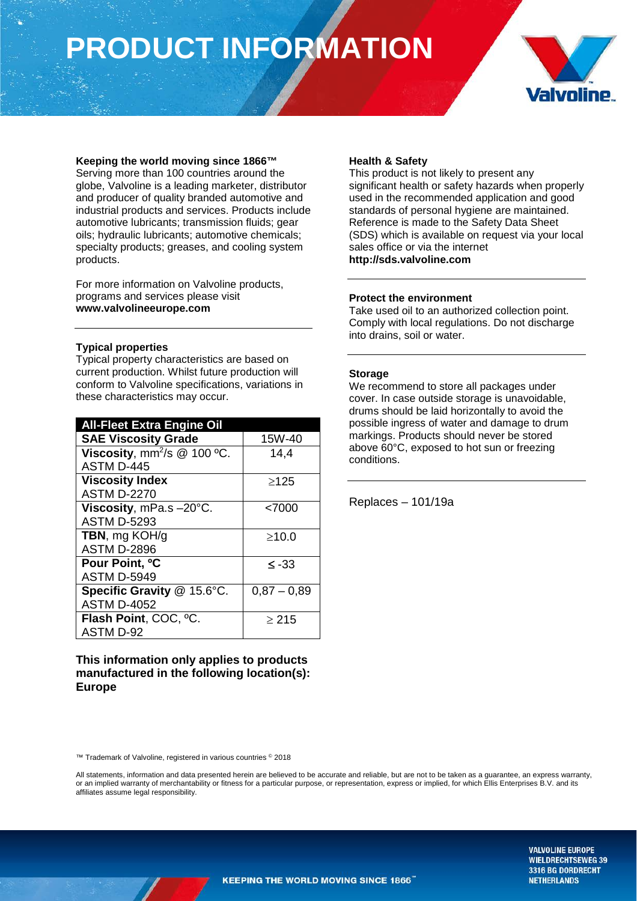# PRODUCT INFORMATION

**Keeping the world moving since 1866™**

Serving more than 100 countries around the globe, Valvoline is a leading marketer, distributor and producer of quality branded automotive and industrial products and services. Products include automotive lubricants; transmission fluids; gear oils; hydraulic lubricants; automotive chemicals; specialty products; greases, and cooling system products.

For more information on Valvoline products, programs and services please visit **www.valvolineeurope.com**

**Typical properties**

Typical property characteristics are based on current production. Whilst future production will conform to Valvoline specifications, variations in these characteristics may occur.

| **All-Fleet Extra Engine Oil** | |
|---|---|
| **SAE Viscosity Grade** | 15W-40 |
| **Viscosity**, $mm^2/s$ @ 100 ºC. ASTM D-445 | 14,4 |
| **Viscosity Index** ASTM D-2270 | ≥125 |
| **Viscosity**, mPa.s –20°C. ASTM D-5293 | <7000 |
| **TBN**, mg KOH/g ASTM D-2896 | ≥10.0 |
| **Pour Point, ºC** ASTM D-5949 | ≤ -33 |
| **Specific Gravity** @ 15.6°C. ASTM D-4052 | 0,87 – 0,89 |
| **Flash Point**, COC, ºC. ASTM D-92 | ≥ 215 |

**This information only applies to products manufactured in the following location(s): Europe**

**Health & Safety**

This product is not likely to present any significant health or safety hazards when properly used in the recommended application and good standards of personal hygiene are maintained. Reference is made to the Safety Data Sheet (SDS) which is available on request via your local sales office or via the internet **http://sds.valvoline.com**

**Protect the environment**

Take used oil to an authorized collection point. Comply with local regulations. Do not discharge into drains, soil or water.

**Storage**

We recommend to store all packages under cover. In case outside storage is unavoidable, drums should be laid horizontally to avoid the possible ingress of water and damage to drum markings. Products should never be stored above 60°C, exposed to hot sun or freezing conditions.

Replaces – 101/19a

™ Trademark of Valvoline, registered in various countries © 2018

All statements, information and data presented herein are believed to be accurate and reliable, but are not to be taken as a guarantee, an express warranty, or an implied warranty of merchantability or fitness for a particular purpose, or representation, express or implied, for which Ellis Enterprises B.V. and its affiliates assume legal responsibility.

KEEPING THE WORLD MOVING SINCE 1866™

VALVOLINE EUROPE
WIELDRECHTSEWEG 39
3316 BG DORDRECHT
NETHERLANDS